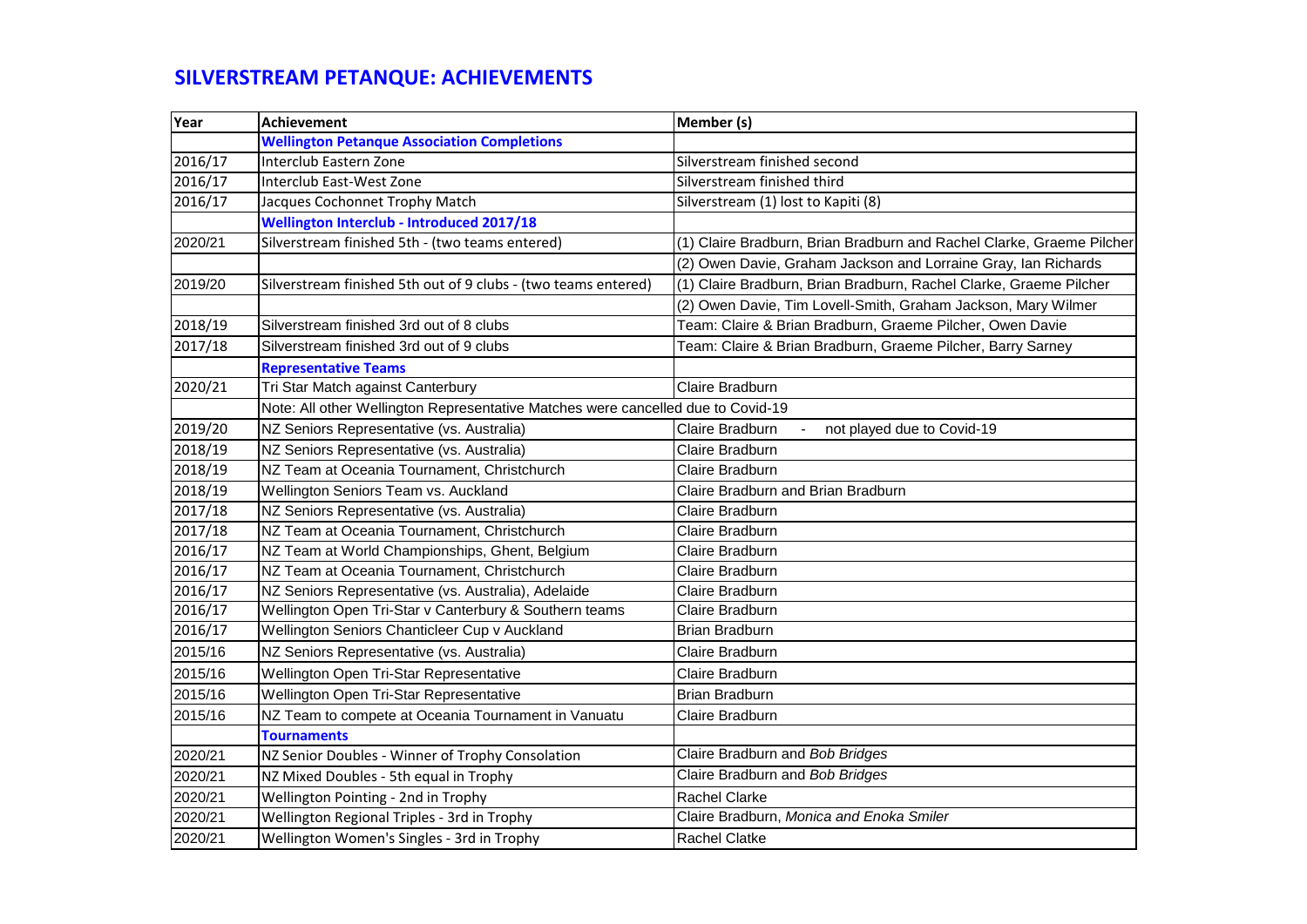# SILVERSTREAM PETANQUE: ACHIEVEMENTS

| Year | Achievement | Member (s) |
|---|---|---|
| | **Wellington Petanque Association Completions** | |
| 2016/17 | Interclub Eastern Zone | Silverstream finished second |
| 2016/17 | Interclub East-West Zone | Silverstream finished third |
| 2016/17 | Jacques Cochonnet Trophy Match | Silverstream (1) lost to Kapiti (8) |
| | **Wellington Interclub - Introduced 2017/18** | |
| 2020/21 | Silverstream finished 5th - (two teams entered) | (1) Claire Bradburn, Brian Bradburn and Rachel Clarke, Graeme Pilcher |
| | | (2) Owen Davie, Graham Jackson and Lorraine Gray, Ian Richards |
| 2019/20 | Silverstream finished 5th out of 9 clubs - (two teams entered) | (1) Claire Bradburn, Brian Bradburn, Rachel Clarke, Graeme Pilcher |
| | | (2) Owen Davie, Tim Lovell-Smith, Graham Jackson, Mary Wilmer |
| 2018/19 | Silverstream finished 3rd out of 8 clubs | Team: Claire & Brian Bradburn, Graeme Pilcher, Owen Davie |
| 2017/18 | Silverstream finished 3rd out of 9 clubs | Team: Claire & Brian Bradburn, Graeme Pilcher, Barry Sarney |
| | **Representative Teams** | |
| 2020/21 | Tri Star Match against Canterbury | Claire Bradburn |
| | Note: All other Wellington Representative Matches were cancelled due to Covid-19 | |
| 2019/20 | NZ Seniors Representative (vs. Australia) | Claire Bradburn - not played due to Covid-19 |
| 2018/19 | NZ Seniors Representative (vs. Australia) | Claire Bradburn |
| 2018/19 | NZ Team at Oceania Tournament, Christchurch | Claire Bradburn |
| 2018/19 | Wellington Seniors Team vs. Auckland | Claire Bradburn and Brian Bradburn |
| 2017/18 | NZ Seniors Representative (vs. Australia) | Claire Bradburn |
| 2017/18 | NZ Team at Oceania Tournament, Christchurch | Claire Bradburn |
| 2016/17 | NZ Team at World Championships, Ghent, Belgium | Claire Bradburn |
| 2016/17 | NZ Team at Oceania Tournament, Christchurch | Claire Bradburn |
| 2016/17 | NZ Seniors Representative (vs. Australia), Adelaide | Claire Bradburn |
| 2016/17 | Wellington Open Tri-Star v Canterbury & Southern teams | Claire Bradburn |
| 2016/17 | Wellington Seniors Chanticleer Cup v Auckland | Brian Bradburn |
| 2015/16 | NZ Seniors Representative (vs. Australia) | Claire Bradburn |
| 2015/16 | Wellington Open Tri-Star Representative | Claire Bradburn |
| 2015/16 | Wellington Open Tri-Star Representative | Brian Bradburn |
| 2015/16 | NZ Team to compete at Oceania Tournament in Vanuatu | Claire Bradburn |
| | **Tournaments** | |
| 2020/21 | NZ Senior Doubles - Winner of Trophy Consolation | Claire Bradburn and *Bob Bridges* |
| 2020/21 | NZ Mixed Doubles - 5th equal in Trophy | Claire Bradburn and *Bob Bridges* |
| 2020/21 | Wellington Pointing - 2nd in Trophy | Rachel Clarke |
| 2020/21 | Wellington Regional Triples - 3rd in Trophy | Claire Bradburn, *Monica and Enoka Smiler* |
| 2020/21 | Wellington Women's Singles - 3rd in Trophy | Rachel Clatke |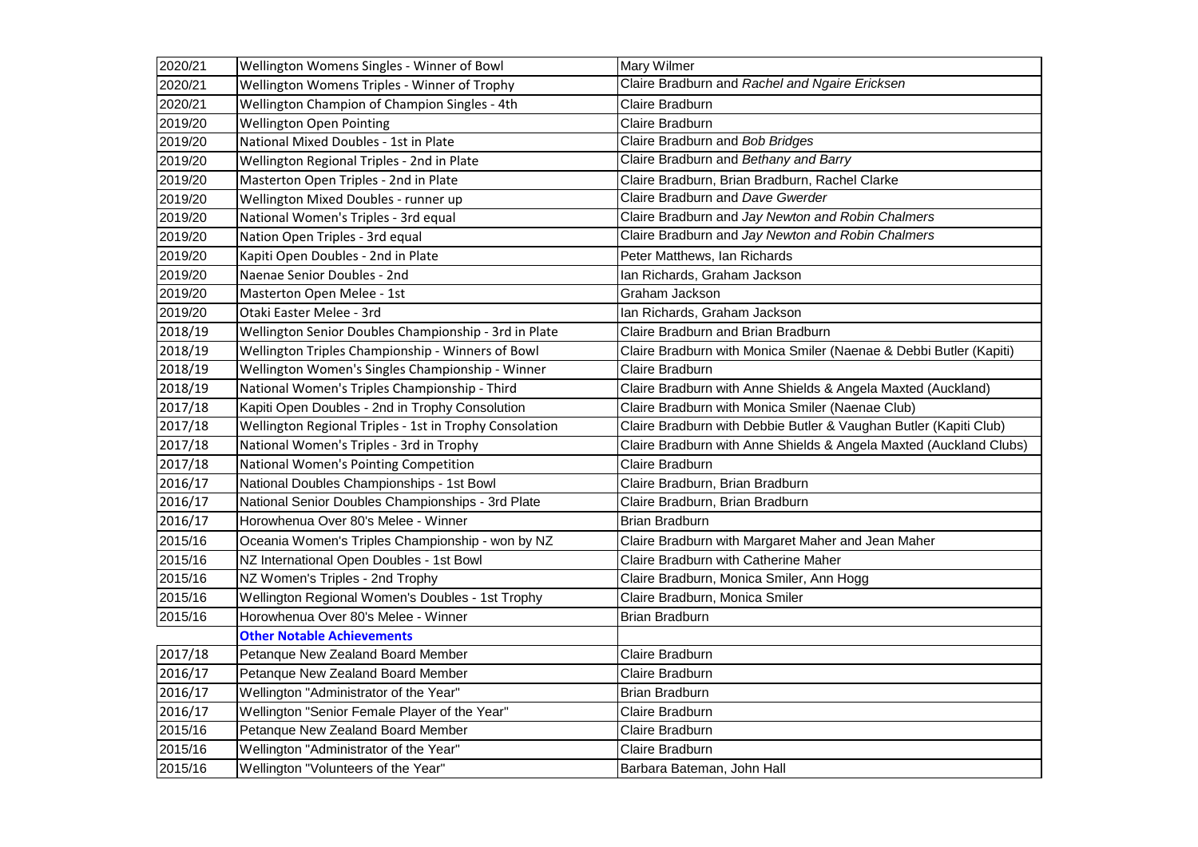| | | |
|---|---|---|
| 2020/21 | Wellington Womens Singles - Winner of Bowl | Mary Wilmer |
| 2020/21 | Wellington Womens Triples - Winner of Trophy | Claire Bradburn and *Rachel and Ngaire Ericksen* |
| 2020/21 | Wellington Champion of Champion Singles - 4th | Claire Bradburn |
| 2019/20 | Wellington Open Pointing | Claire Bradburn |
| 2019/20 | National Mixed Doubles - 1st in Plate | Claire Bradburn and *Bob Bridges* |
| 2019/20 | Wellington Regional Triples - 2nd in Plate | Claire Bradburn and *Bethany and Barry* |
| 2019/20 | Masterton Open Triples - 2nd in Plate | Claire Bradburn, Brian Bradburn, Rachel Clarke |
| 2019/20 | Wellington Mixed Doubles - runner up | Claire Bradburn and *Dave Gwerder* |
| 2019/20 | National Women's Triples - 3rd equal | Claire Bradburn and *Jay Newton and Robin Chalmers* |
| 2019/20 | Nation Open Triples - 3rd equal | Claire Bradburn and *Jay Newton and Robin Chalmers* |
| 2019/20 | Kapiti Open Doubles - 2nd in Plate | Peter Matthews, Ian Richards |
| 2019/20 | Naenae Senior Doubles - 2nd | Ian Richards, Graham Jackson |
| 2019/20 | Masterton Open Melee - 1st | Graham Jackson |
| 2019/20 | Otaki Easter Melee - 3rd | Ian Richards, Graham Jackson |
| 2018/19 | Wellington Senior Doubles Championship - 3rd in Plate | Claire Bradburn and Brian Bradburn |
| 2018/19 | Wellington Triples Championship - Winners of Bowl | Claire Bradburn with Monica Smiler (Naenae & Debbi Butler (Kapiti) |
| 2018/19 | Wellington Women's Singles Championship - Winner | Claire Bradburn |
| 2018/19 | National Women's Triples Championship - Third | Claire Bradburn with Anne Shields & Angela Maxted (Auckland) |
| 2017/18 | Kapiti Open Doubles - 2nd in Trophy Consolation | Claire Bradburn with Monica Smiler (Naenae Club) |
| 2017/18 | Wellington Regional Triples - 1st in Trophy Consolation | Claire Bradburn with Debbie Butler & Vaughan Butler (Kapiti Club) |
| 2017/18 | National Women's Triples - 3rd in Trophy | Claire Bradburn with Anne Shields & Angela Maxted (Auckland Clubs) |
| 2017/18 | National Women's Pointing Competition | Claire Bradburn |
| 2016/17 | National Doubles Championships - 1st Bowl | Claire Bradburn, Brian Bradburn |
| 2016/17 | National Senior Doubles Championships - 3rd Plate | Claire Bradburn, Brian Bradburn |
| 2016/17 | Horowhenua Over 80's Melee - Winner | Brian Bradburn |
| 2015/16 | Oceania Women's Triples Championship - won by NZ | Claire Bradburn with Margaret Maher and Jean Maher |
| 2015/16 | NZ International Open Doubles - 1st Bowl | Claire Bradburn with Catherine Maher |
| 2015/16 | NZ Women's Triples - 2nd Trophy | Claire Bradburn, Monica Smiler, Ann Hogg |
| 2015/16 | Wellington Regional Women's Doubles - 1st Trophy | Claire Bradburn, Monica Smiler |
| 2015/16 | Horowhenua Over 80's Melee - Winner | Brian Bradburn |
| | **Other Notable Achievements** | |
| 2017/18 | Petanque New Zealand Board Member | Claire Bradburn |
| 2016/17 | Petanque New Zealand Board Member | Claire Bradburn |
| 2016/17 | Wellington "Administrator of the Year" | Brian Bradburn |
| 2016/17 | Wellington "Senior Female Player of the Year" | Claire Bradburn |
| 2015/16 | Petanque New Zealand Board Member | Claire Bradburn |
| 2015/16 | Wellington "Administrator of the Year" | Claire Bradburn |
| 2015/16 | Wellington "Volunteers of the Year" | Barbara Bateman, John Hall |